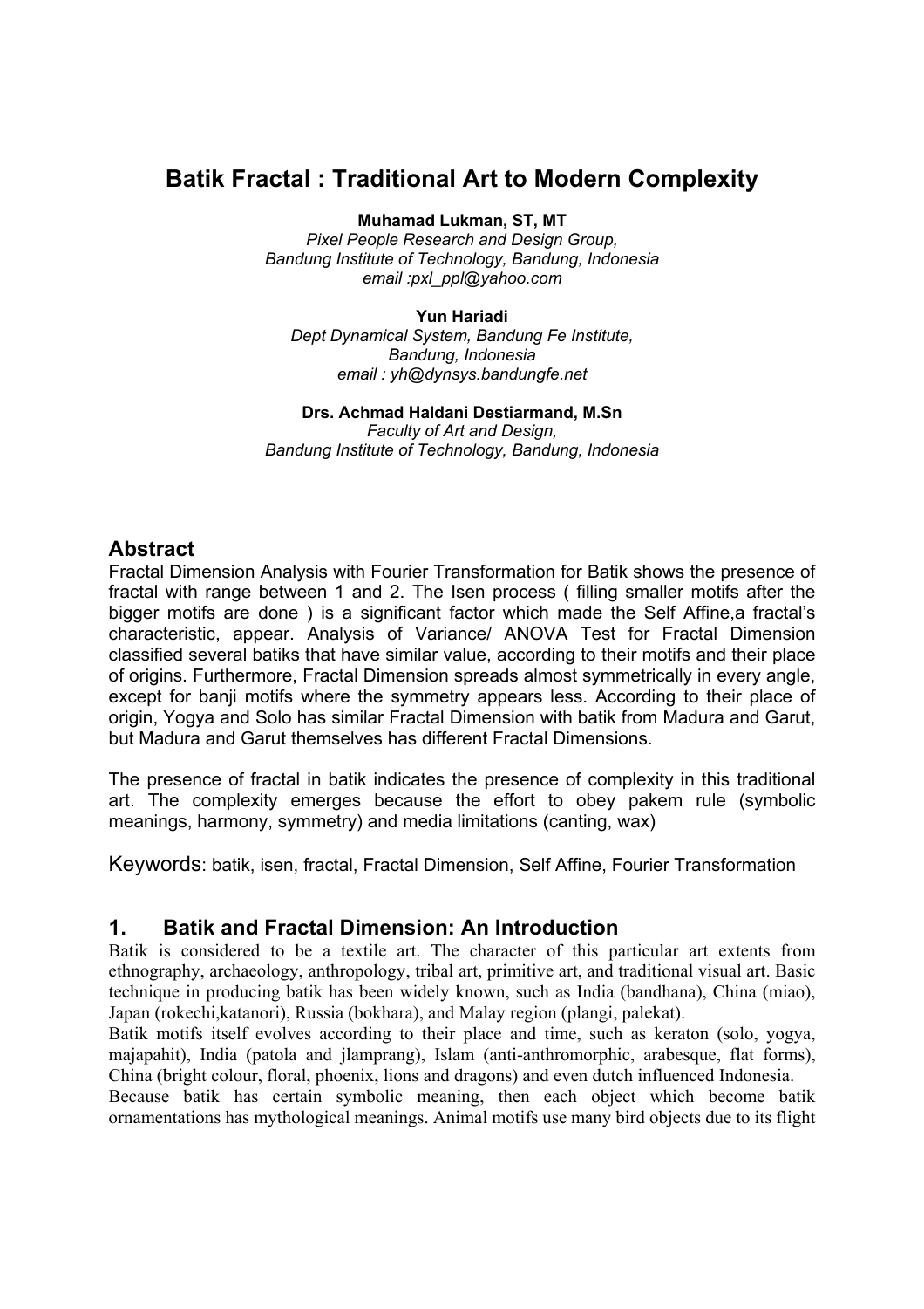# Batik Fractal : Traditional Art to Modern Complexity

**Muhamad Lukman, ST, MT**
*Pixel People Research and Design Group,*
*Bandung Institute of Technology, Bandung, Indonesia*
*email :pxl_ppl@yahoo.com*

**Yun Hariadi**
*Dept Dynamical System, Bandung Fe Institute,*
*Bandung, Indonesia*
*email : yh@dynsys.bandungfe.net*

**Drs. Achmad Haldani Destiarmand, M.Sn**
*Faculty of Art and Design,*
*Bandung Institute of Technology, Bandung, Indonesia*

## Abstract

Fractal Dimension Analysis with Fourier Transformation for Batik shows the presence of fractal with range between 1 and 2. The Isen process ( filling smaller motifs after the bigger motifs are done ) is a significant factor which made the Self Affine,a fractal's characteristic, appear. Analysis of Variance/ ANOVA Test for Fractal Dimension classified several batiks that have similar value, according to their motifs and their place of origins. Furthermore, Fractal Dimension spreads almost symmetrically in every angle, except for banji motifs where the symmetry appears less. According to their place of origin, Yogya and Solo has similar Fractal Dimension with batik from Madura and Garut, but Madura and Garut themselves has different Fractal Dimensions.

The presence of fractal in batik indicates the presence of complexity in this traditional art. The complexity emerges because the effort to obey pakem rule (symbolic meanings, harmony, symmetry) and media limitations (canting, wax)

Keywords: batik, isen, fractal, Fractal Dimension, Self Affine, Fourier Transformation

## 1. Batik and Fractal Dimension: An Introduction

Batik is considered to be a textile art. The character of this particular art extents from ethnography, archaeology, anthropology, tribal art, primitive art, and traditional visual art. Basic technique in producing batik has been widely known, such as India (bandhana), China (miao), Japan (rokechi,katanori), Russia (bokhara), and Malay region (plangi, palekat).

Batik motifs itself evolves according to their place and time, such as keraton (solo, yogya, majapahit), India (patola and jlamprang), Islam (anti-anthromorphic, arabesque, flat forms), China (bright colour, floral, phoenix, lions and dragons) and even dutch influenced Indonesia.

Because batik has certain symbolic meaning, then each object which become batik ornamentations has mythological meanings. Animal motifs use many bird objects due to its flight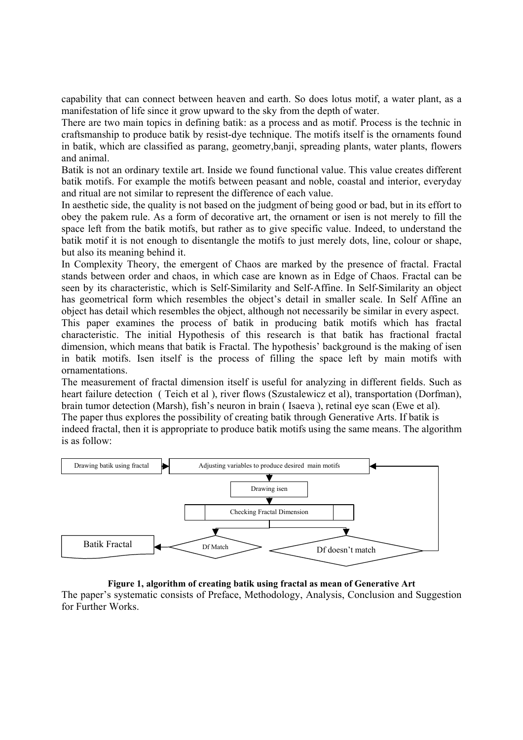capability that can connect between heaven and earth. So does lotus motif, a water plant, as a manifestation of life since it grow upward to the sky from the depth of water.

There are two main topics in defining batik: as a process and as motif. Process is the technic in craftsmanship to produce batik by resist-dye technique. The motifs itself is the ornaments found in batik, which are classified as parang, geometry,banji, spreading plants, water plants, flowers and animal.

Batik is not an ordinary textile art. Inside we found functional value. This value creates different batik motifs. For example the motifs between peasant and noble, coastal and interior, everyday and ritual are not similar to represent the difference of each value.

In aesthetic side, the quality is not based on the judgment of being good or bad, but in its effort to obey the pakem rule. As a form of decorative art, the ornament or isen is not merely to fill the space left from the batik motifs, but rather as to give specific value. Indeed, to understand the batik motif it is not enough to disentangle the motifs to just merely dots, line, colour or shape, but also its meaning behind it.

In Complexity Theory, the emergent of Chaos are marked by the presence of fractal. Fractal stands between order and chaos, in which case are known as in Edge of Chaos. Fractal can be seen by its characteristic, which is Self-Similarity and Self-Affine. In Self-Similarity an object has geometrical form which resembles the object's detail in smaller scale. In Self Affine an object has detail which resembles the object, although not necessarily be similar in every aspect.

This paper examines the process of batik in producing batik motifs which has fractal characteristic. The initial Hypothesis of this research is that batik has fractional fractal dimension, which means that batik is Fractal. The hypothesis' background is the making of isen in batik motifs. Isen itself is the process of filling the space left by main motifs with ornamentations.

The measurement of fractal dimension itself is useful for analyzing in different fields. Such as heart failure detection ( Teich et al ), river flows (Szustalewicz et al), transportation (Dorfman), brain tumor detection (Marsh), fish's neuron in brain ( Isaeva ), retinal eye scan (Ewe et al).

The paper thus explores the possibility of creating batik through Generative Arts. If batik is indeed fractal, then it is appropriate to produce batik motifs using the same means. The algorithm is as follow:

Drawing batik using fractal → Adjusting variables to produce desired main motifs → Drawing isen → Checking Fractal Dimension → Df Match → Batik Fractal; Df doesn't match → (back to) Adjusting variables to produce desired main motifs

**Figure 1, algorithm of creating batik using fractal as mean of Generative Art**

The paper's systematic consists of Preface, Methodology, Analysis, Conclusion and Suggestion for Further Works.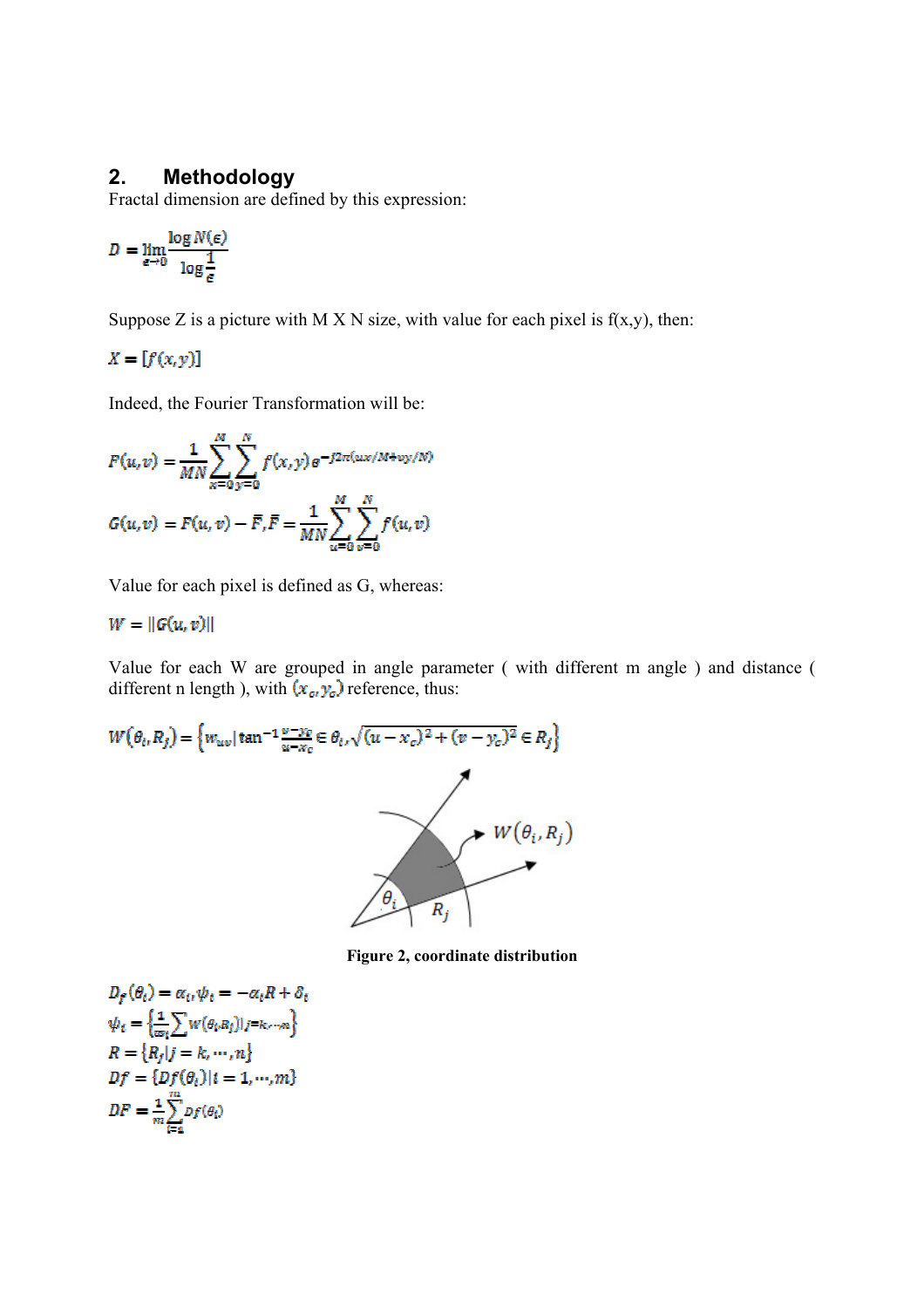## 2. Methodology

Fractal dimension are defined by this expression:

$$D = \lim_{\epsilon \to 0} \frac{\log N(\epsilon)}{\log \frac{1}{\epsilon}}$$

Suppose Z is a picture with M X N size, with value for each pixel is f(x,y), then:

$$X = [f(x,y)]$$

Indeed, the Fourier Transformation will be:

$$F(u,v) = \frac{1}{MN} \sum_{x=0}^{M} \sum_{y=0}^{N} f(x,y) e^{-j2\pi(ux/M+vy/N)}$$

$$G(u,v) = F(u,v) - \bar{F}, \bar{F} = \frac{1}{MN} \sum_{u=0}^{M} \sum_{v=0}^{N} f(u,v)$$

Value for each pixel is defined as G, whereas:

$$W = \|G(u,v)\|$$

Value for each W are grouped in angle parameter ( with different m angle ) and distance ( different n length ), with $(x_c, y_c)$ reference, thus:

$$W(\theta_i, R_j) = \left\{ w_{uv} \mid \tan^{-1}\frac{v-y_c}{u-x_c} \in \theta_i, \sqrt{(u-x_c)^2 + (v-y_c)^2} \in R_j \right\}$$

Figure 2, coordinate distribution

$$D_f(\theta_i) = \alpha_i, \psi_i = -\alpha_i R + \delta_i$$

$$\psi_i = \left\{ \frac{1}{\varpi_i} \sum W(\theta_i, R_j) \mid j = k, \cdots, n \right\}$$

$$R = \{ R_j \mid j = k, \cdots, n \}$$

$$Df = \{ Df(\theta_i) \mid i = 1, \cdots, m \}$$

$$DF = \frac{1}{m} \sum_{i=1}^{m} Df(\theta_i)$$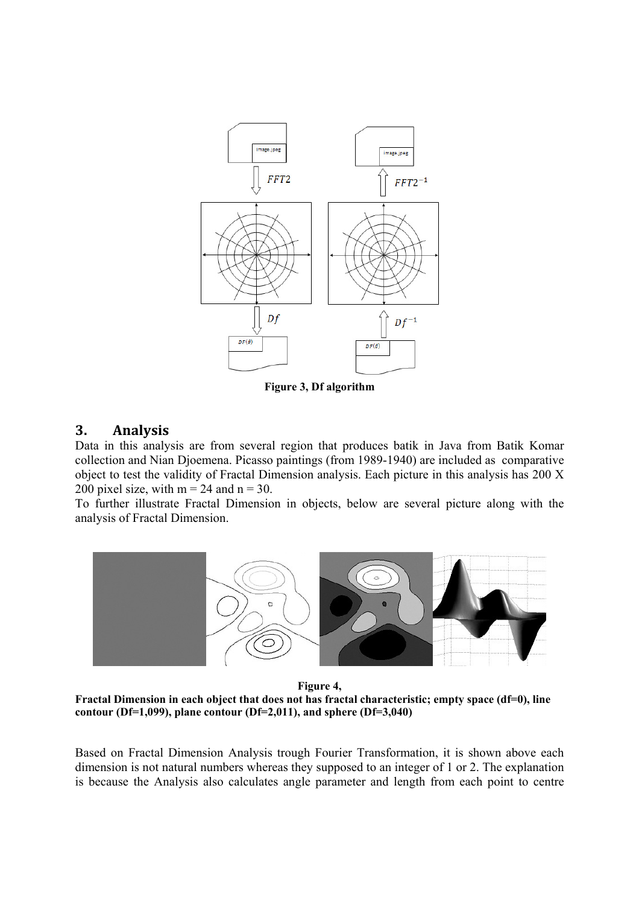Figure 3, Df algorithm

## 3. Analysis

Data in this analysis are from several region that produces batik in Java from Batik Komar collection and Nian Djoemena. Picasso paintings (from 1989-1940) are included as comparative object to test the validity of Fractal Dimension analysis. Each picture in this analysis has 200 X 200 pixel size, with $m = 24$ and $n = 30$.

To further illustrate Fractal Dimension in objects, below are several picture along with the analysis of Fractal Dimension.

**Figure 4,**
**Fractal Dimension in each object that does not has fractal characteristic; empty space (df=0), line contour (Df=1,099), plane contour (Df=2,011), and sphere (Df=3,040)**

Based on Fractal Dimension Analysis trough Fourier Transformation, it is shown above each dimension is not natural numbers whereas they supposed to an integer of 1 or 2. The explanation is because the Analysis also calculates angle parameter and length from each point to centre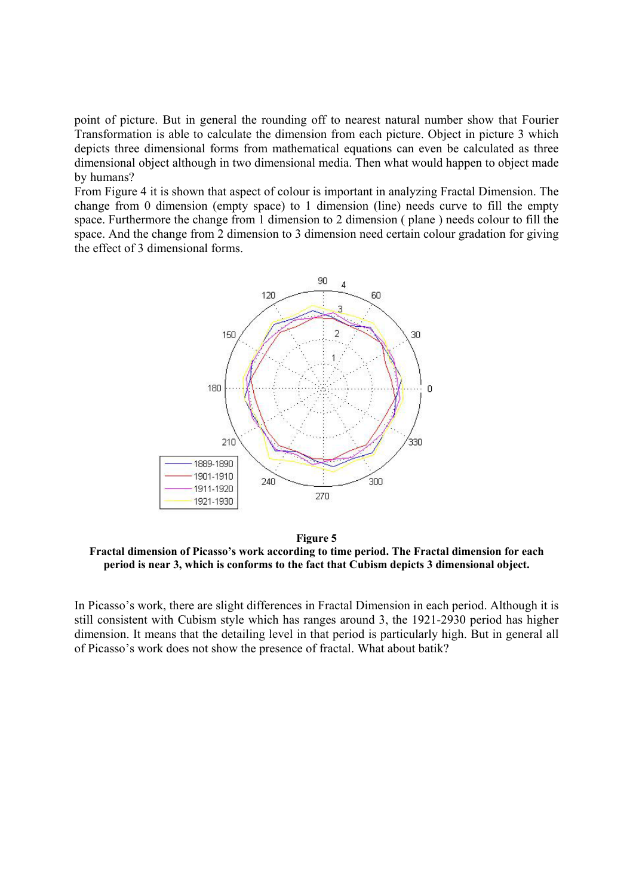point of picture. But in general the rounding off to nearest natural number show that Fourier Transformation is able to calculate the dimension from each picture. Object in picture 3 which depicts three dimensional forms from mathematical equations can even be calculated as three dimensional object although in two dimensional media. Then what would happen to object made by humans?

From Figure 4 it is shown that aspect of colour is important in analyzing Fractal Dimension. The change from 0 dimension (empty space) to 1 dimension (line) needs curve to fill the empty space. Furthermore the change from 1 dimension to 2 dimension ( plane ) needs colour to fill the space. And the change from 2 dimension to 3 dimension need certain colour gradation for giving the effect of 3 dimensional forms.

**Figure 5**
**Fractal dimension of Picasso's work according to time period. The Fractal dimension for each period is near 3, which is conforms to the fact that Cubism depicts 3 dimensional object.**

In Picasso's work, there are slight differences in Fractal Dimension in each period. Although it is still consistent with Cubism style which has ranges around 3, the 1921-2930 period has higher dimension. It means that the detailing level in that period is particularly high. But in general all of Picasso's work does not show the presence of fractal. What about batik?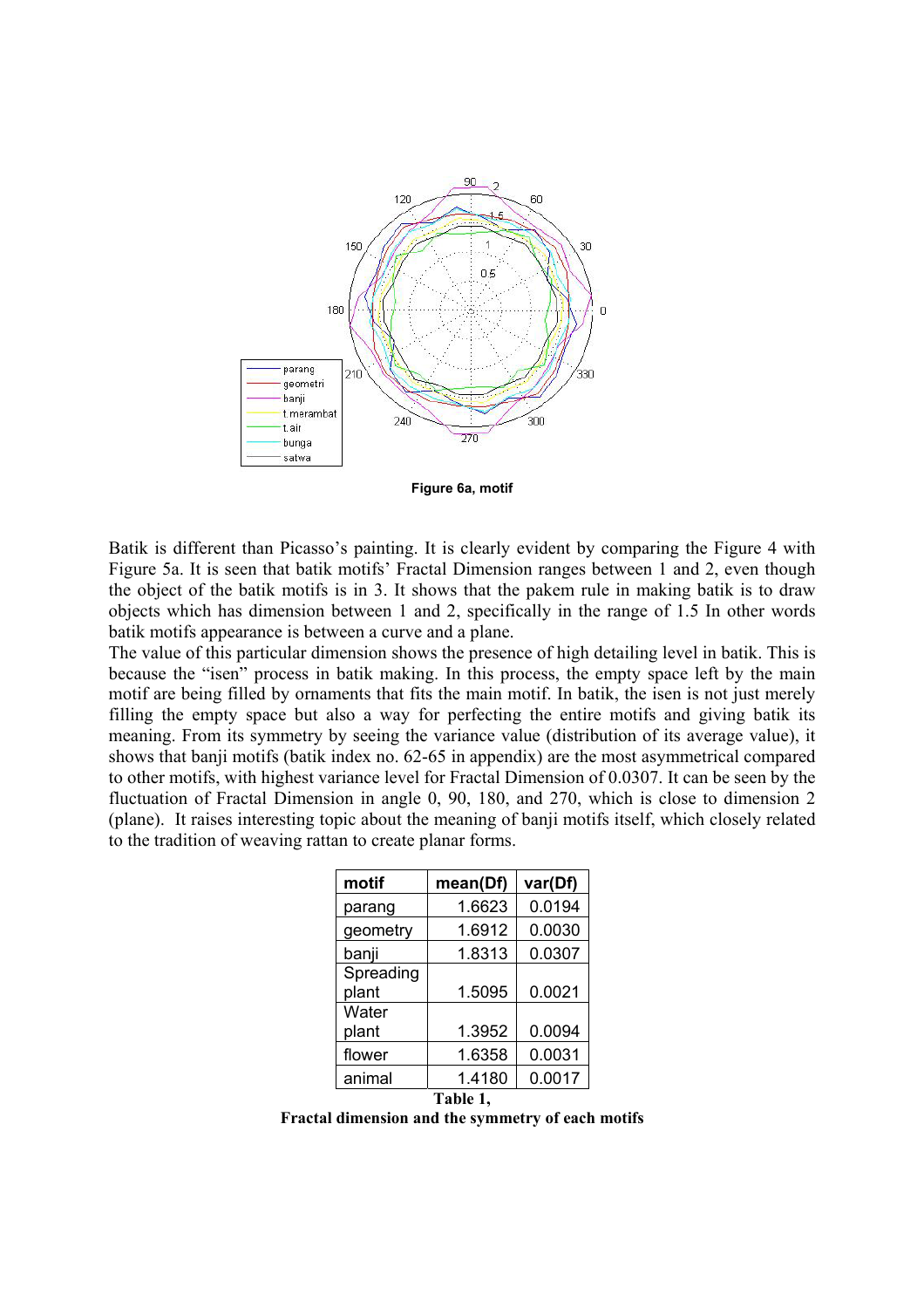Figure 6a, motif

Batik is different than Picasso's painting. It is clearly evident by comparing the Figure 4 with Figure 5a. It is seen that batik motifs' Fractal Dimension ranges between 1 and 2, even though the object of the batik motifs is in 3. It shows that the pakem rule in making batik is to draw objects which has dimension between 1 and 2, specifically in the range of 1.5 In other words batik motifs appearance is between a curve and a plane.

The value of this particular dimension shows the presence of high detailing level in batik. This is because the "isen" process in batik making. In this process, the empty space left by the main motif are being filled by ornaments that fits the main motif. In batik, the isen is not just merely filling the empty space but also a way for perfecting the entire motifs and giving batik its meaning. From its symmetry by seeing the variance value (distribution of its average value), it shows that banji motifs (batik index no. 62-65 in appendix) are the most asymmetrical compared to other motifs, with highest variance level for Fractal Dimension of 0.0307. It can be seen by the fluctuation of Fractal Dimension in angle 0, 90, 180, and 270, which is close to dimension 2 (plane). It raises interesting topic about the meaning of banji motifs itself, which closely related to the tradition of weaving rattan to create planar forms.

| motif | mean(Df) | var(Df) |
|---|---|---|
| parang | 1.6623 | 0.0194 |
| geometry | 1.6912 | 0.0030 |
| banji | 1.8313 | 0.0307 |
| Spreading plant | 1.5095 | 0.0021 |
| Water plant | 1.3952 | 0.0094 |
| flower | 1.6358 | 0.0031 |
| animal | 1.4180 | 0.0017 |

**Table 1,**
**Fractal dimension and the symmetry of each motifs**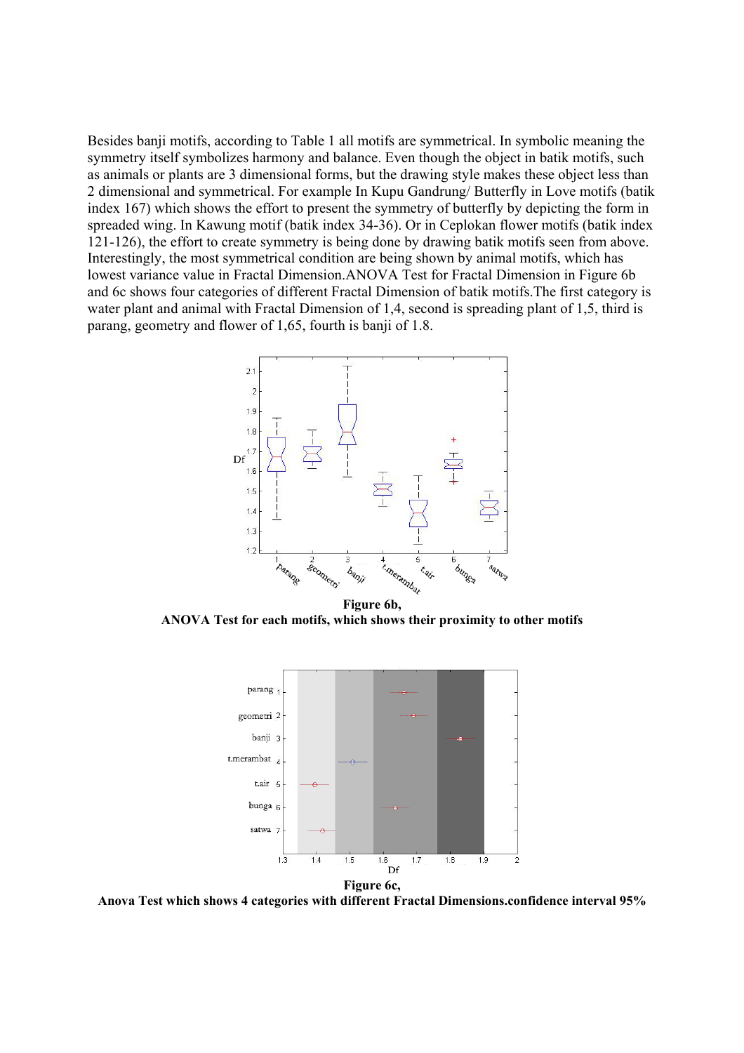Besides banji motifs, according to Table 1 all motifs are symmetrical. In symbolic meaning the symmetry itself symbolizes harmony and balance. Even though the object in batik motifs, such as animals or plants are 3 dimensional forms, but the drawing style makes these object less than 2 dimensional and symmetrical. For example In Kupu Gandrung/ Butterfly in Love motifs (batik index 167) which shows the effort to present the symmetry of butterfly by depicting the form in spreaded wing. In Kawung motif (batik index 34-36). Or in Ceplokan flower motifs (batik index 121-126), the effort to create symmetry is being done by drawing batik motifs seen from above. Interestingly, the most symmetrical condition are being shown by animal motifs, which has lowest variance value in Fractal Dimension.ANOVA Test for Fractal Dimension in Figure 6b and 6c shows four categories of different Fractal Dimension of batik motifs.The first category is water plant and animal with Fractal Dimension of 1,4, second is spreading plant of 1,5, third is parang, geometry and flower of 1,65, fourth is banji of 1.8.

**Figure 6b,**
**ANOVA Test for each motifs, which shows their proximity to other motifs**

**Figure 6c,**
**Anova Test which shows 4 categories with different Fractal Dimensions.confidence interval 95%**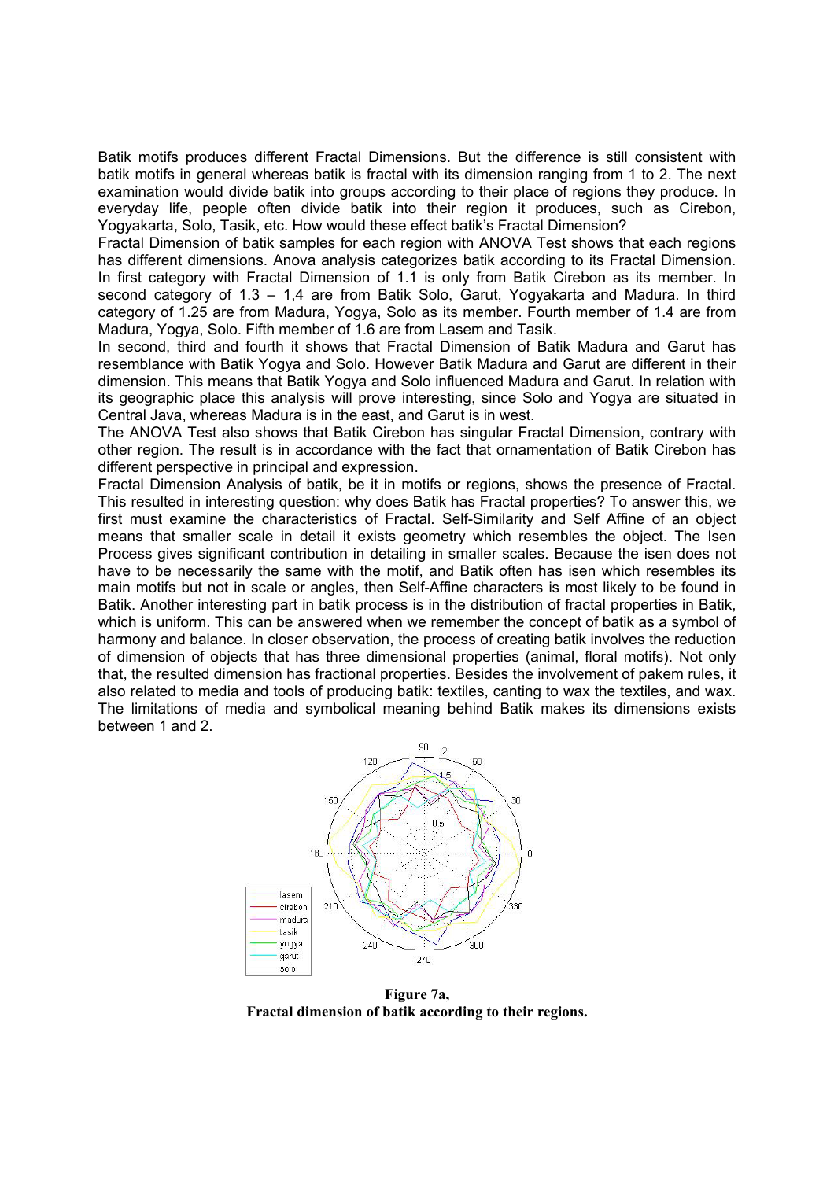Batik motifs produces different Fractal Dimensions. But the difference is still consistent with batik motifs in general whereas batik is fractal with its dimension ranging from 1 to 2. The next examination would divide batik into groups according to their place of regions they produce. In everyday life, people often divide batik into their region it produces, such as Cirebon, Yogyakarta, Solo, Tasik, etc. How would these effect batik's Fractal Dimension?

Fractal Dimension of batik samples for each region with ANOVA Test shows that each regions has different dimensions. Anova analysis categorizes batik according to its Fractal Dimension. In first category with Fractal Dimension of 1.1 is only from Batik Cirebon as its member. In second category of 1.3 – 1,4 are from Batik Solo, Garut, Yogyakarta and Madura. In third category of 1.25 are from Madura, Yogya, Solo as its member. Fourth member of 1.4 are from Madura, Yogya, Solo. Fifth member of 1.6 are from Lasem and Tasik.

In second, third and fourth it shows that Fractal Dimension of Batik Madura and Garut has resemblance with Batik Yogya and Solo. However Batik Madura and Garut are different in their dimension. This means that Batik Yogya and Solo influenced Madura and Garut. In relation with its geographic place this analysis will prove interesting, since Solo and Yogya are situated in Central Java, whereas Madura is in the east, and Garut is in west.

The ANOVA Test also shows that Batik Cirebon has singular Fractal Dimension, contrary with other region. The result is in accordance with the fact that ornamentation of Batik Cirebon has different perspective in principal and expression.

Fractal Dimension Analysis of batik, be it in motifs or regions, shows the presence of Fractal. This resulted in interesting question: why does Batik has Fractal properties? To answer this, we first must examine the characteristics of Fractal. Self-Similarity and Self Affine of an object means that smaller scale in detail it exists geometry which resembles the object. The Isen Process gives significant contribution in detailing in smaller scales. Because the isen does not have to be necessarily the same with the motif, and Batik often has isen which resembles its main motifs but not in scale or angles, then Self-Affine characters is most likely to be found in Batik. Another interesting part in batik process is in the distribution of fractal properties in Batik, which is uniform. This can be answered when we remember the concept of batik as a symbol of harmony and balance. In closer observation, the process of creating batik involves the reduction of dimension of objects that has three dimensional properties (animal, floral motifs). Not only that, the resulted dimension has fractional properties. Besides the involvement of pakem rules, it also related to media and tools of producing batik: textiles, canting to wax the textiles, and wax. The limitations of media and symbolical meaning behind Batik makes its dimensions exists between 1 and 2.

**Figure 7a,**
**Fractal dimension of batik according to their regions.**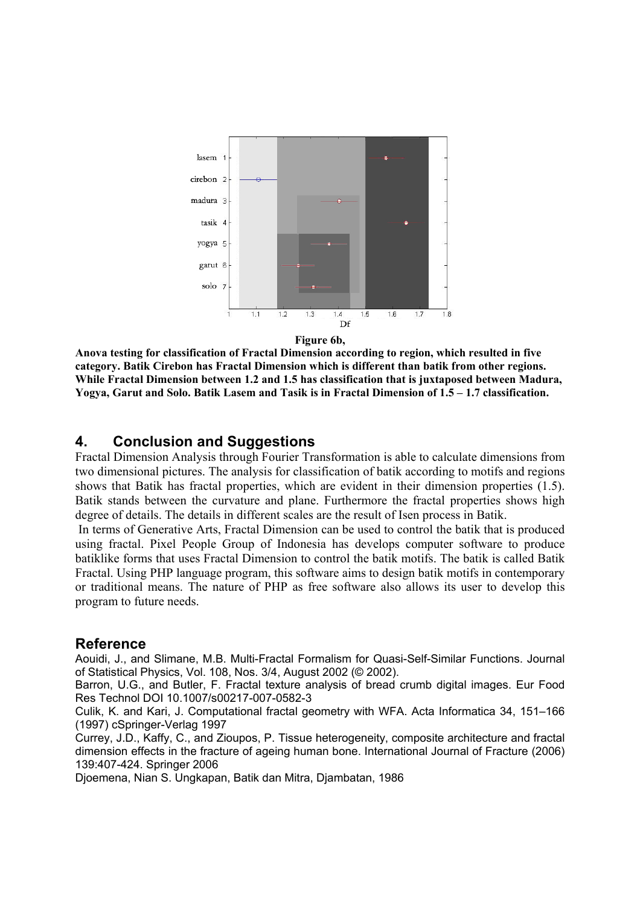**Figure 6b,**

**Anova testing for classification of Fractal Dimension according to region, which resulted in five category. Batik Cirebon has Fractal Dimension which is different than batik from other regions. While Fractal Dimension between 1.2 and 1.5 has classification that is juxtaposed between Madura, Yogya, Garut and Solo. Batik Lasem and Tasik is in Fractal Dimension of 1.5 – 1.7 classification.**

## 4. Conclusion and Suggestions

Fractal Dimension Analysis through Fourier Transformation is able to calculate dimensions from two dimensional pictures. The analysis for classification of batik according to motifs and regions shows that Batik has fractal properties, which are evident in their dimension properties (1.5). Batik stands between the curvature and plane. Furthermore the fractal properties shows high degree of details. The details in different scales are the result of Isen process in Batik.

In terms of Generative Arts, Fractal Dimension can be used to control the batik that is produced using fractal. Pixel People Group of Indonesia has develops computer software to produce batiklike forms that uses Fractal Dimension to control the batik motifs. The batik is called Batik Fractal. Using PHP language program, this software aims to design batik motifs in contemporary or traditional means. The nature of PHP as free software also allows its user to develop this program to future needs.

## Reference

Aouidi, J., and Slimane, M.B. Multi-Fractal Formalism for Quasi-Self-Similar Functions. Journal of Statistical Physics, Vol. 108, Nos. 3/4, August 2002 (© 2002).

Barron, U.G., and Butler, F. Fractal texture analysis of bread crumb digital images. Eur Food Res Technol DOI 10.1007/s00217-007-0582-3

Culik, K. and Kari, J. Computational fractal geometry with WFA. Acta Informatica 34, 151–166 (1997) cSpringer-Verlag 1997

Currey, J.D., Kaffy, C., and Zioupos, P. Tissue heterogeneity, composite architecture and fractal dimension effects in the fracture of ageing human bone. International Journal of Fracture (2006) 139:407-424. Springer 2006

Djoemena, Nian S. Ungkapan, Batik dan Mitra, Djambatan, 1986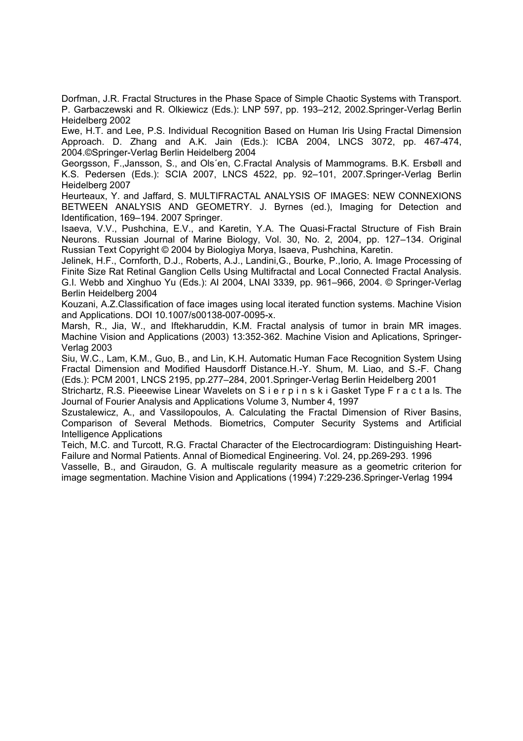Dorfman, J.R. Fractal Structures in the Phase Space of Simple Chaotic Systems with Transport. P. Garbaczewski and R. Olkiewicz (Eds.): LNP 597, pp. 193–212, 2002.Springer-Verlag Berlin Heidelberg 2002

Ewe, H.T. and Lee, P.S. Individual Recognition Based on Human Iris Using Fractal Dimension Approach. D. Zhang and A.K. Jain (Eds.): ICBA 2004, LNCS 3072, pp. 467-474, 2004.©Springer-Verlag Berlin Heidelberg 2004

Georgsson, F.,Jansson, S., and Ols´en, C.Fractal Analysis of Mammograms. B.K. Ersbøll and K.S. Pedersen (Eds.): SCIA 2007, LNCS 4522, pp. 92–101, 2007.Springer-Verlag Berlin Heidelberg 2007

Heurteaux, Y. and Jaffard, S. MULTIFRACTAL ANALYSIS OF IMAGES: NEW CONNEXIONS BETWEEN ANALYSIS AND GEOMETRY. J. Byrnes (ed.), Imaging for Detection and Identification, 169–194. 2007 Springer.

Isaeva, V.V., Pushchina, E.V., and Karetin, Y.A. The Quasi-Fractal Structure of Fish Brain Neurons. Russian Journal of Marine Biology, Vol. 30, No. 2, 2004, pp. 127–134. Original Russian Text Copyright © 2004 by Biologiya Morya, Isaeva, Pushchina, Karetin.

Jelinek, H.F., Cornforth, D.J., Roberts, A.J., Landini,G., Bourke, P.,Iorio, A. Image Processing of Finite Size Rat Retinal Ganglion Cells Using Multifractal and Local Connected Fractal Analysis. G.I. Webb and Xinghuo Yu (Eds.): AI 2004, LNAI 3339, pp. 961–966, 2004. © Springer-Verlag Berlin Heidelberg 2004

Kouzani, A.Z.Classification of face images using local iterated function systems. Machine Vision and Applications. DOI 10.1007/s00138-007-0095-x.

Marsh, R., Jia, W., and Iftekharuddin, K.M. Fractal analysis of tumor in brain MR images. Machine Vision and Applications (2003) 13:352-362. Machine Vision and Aplications, Springer-Verlag 2003

Siu, W.C., Lam, K.M., Guo, B., and Lin, K.H. Automatic Human Face Recognition System Using Fractal Dimension and Modified Hausdorff Distance.H.-Y. Shum, M. Liao, and S.-F. Chang (Eds.): PCM 2001, LNCS 2195, pp.277–284, 2001.Springer-Verlag Berlin Heidelberg 2001

Strichartz, R.S. Pieeewise Linear Wavelets on S i e r p i n s k i Gasket Type F r a c t a ls. The Journal of Fourier Analysis and Applications Volume 3, Number 4, 1997

Szustalewicz, A., and Vassilopoulos, A. Calculating the Fractal Dimension of River Basins, Comparison of Several Methods. Biometrics, Computer Security Systems and Artificial Intelligence Applications

Teich, M.C. and Turcott, R.G. Fractal Character of the Electrocardiogram: Distinguishing Heart-Failure and Normal Patients. Annal of Biomedical Engineering. Vol. 24, pp.269-293. 1996

Vasselle, B., and Giraudon, G. A multiscale regularity measure as a geometric criterion for image segmentation. Machine Vision and Applications (1994) 7:229-236.Springer-Verlag 1994